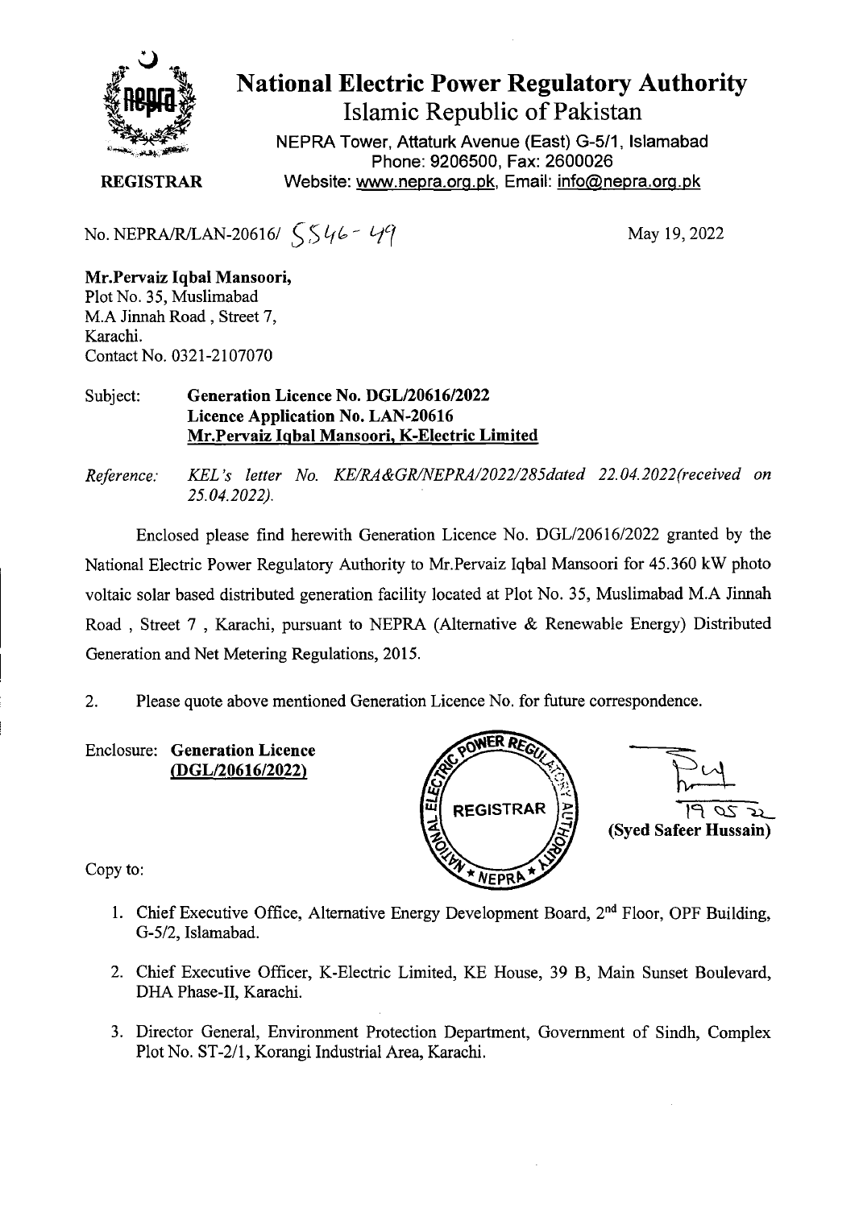# National Electric Power Regulatory Authority

## Islamic Republic of Pakistan

NEPRA Tower, Attaturk Avenue (East) G-5/1, Islamabad
Phone: 9206500, Fax: 2600026
Website: www.nepra.org.pk, Email: info@nepra.org.pk

**REGISTRAR**

No. NEPRA/R/LAN-20616/ 5546 - 49

May 19, 2022

**Mr.Pervaiz Iqbal Mansoori,**
Plot No. 35, Muslimabad
M.A Jinnah Road , Street 7,
Karachi.
Contact No. 0321-2107070

Subject: **Generation Licence No. DGL/20616/2022**
**Licence Application No. LAN-20616**
**Mr.Pervaiz Iqbal Mansoori, K-Electric Limited**

*Reference: KEL's letter No. KE/RA&GR/NEPRA/2022/285dated 22.04.2022(received on 25.04.2022).*

Enclosed please find herewith Generation Licence No. DGL/20616/2022 granted by the National Electric Power Regulatory Authority to Mr.Pervaiz Iqbal Mansoori for 45.360 kW photo voltaic solar based distributed generation facility located at Plot No. 35, Muslimabad M.A Jinnah Road , Street 7 , Karachi, pursuant to NEPRA (Alternative & Renewable Energy) Distributed Generation and Net Metering Regulations, 2015.

2. Please quote above mentioned Generation Licence No. for future correspondence.

Enclosure: **Generation Licence**
**(DGL/20616/2022)**

19 05 22
**(Syed Safeer Hussain)**

Copy to:

1. Chief Executive Office, Alternative Energy Development Board, 2nd Floor, OPF Building, G-5/2, Islamabad.
2. Chief Executive Officer, K-Electric Limited, KE House, 39 B, Main Sunset Boulevard, DHA Phase-II, Karachi.
3. Director General, Environment Protection Department, Government of Sindh, Complex Plot No. ST-2/1, Korangi Industrial Area, Karachi.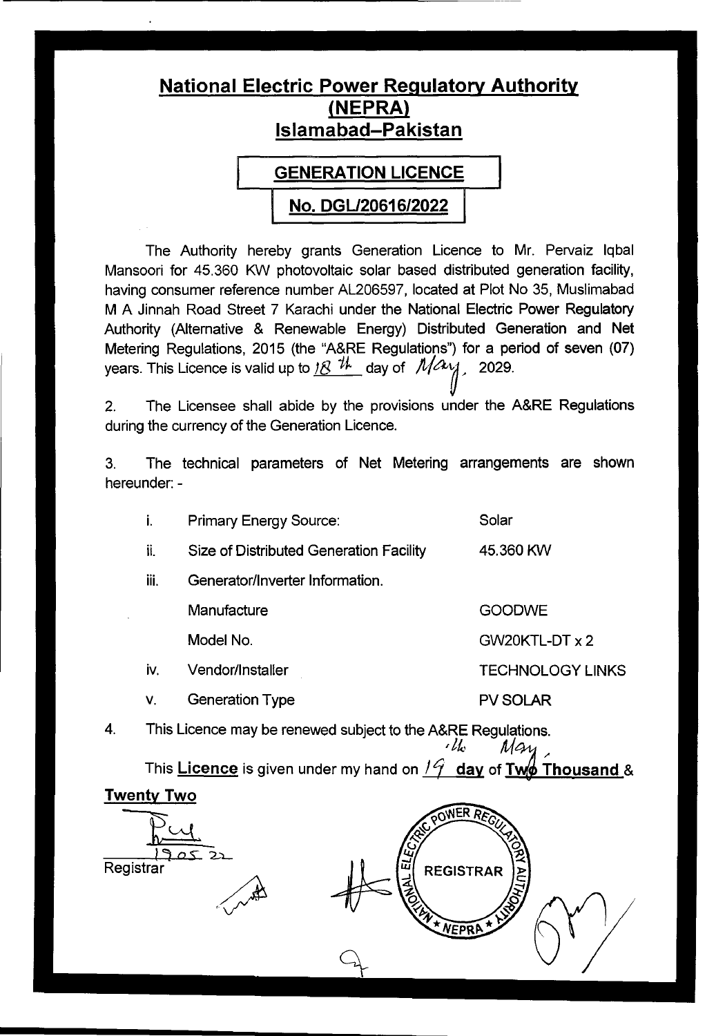# National Electric Power Regulatory Authority (NEPRA) Islamabad–Pakistan

## GENERATION LICENCE

## No. DGL/20616/2022

The Authority hereby grants Generation Licence to Mr. Pervaiz Iqbal Mansoori for 45.360 KW photovoltaic solar based distributed generation facility, having consumer reference number AL206597, located at Plot No 35, Muslimabad M A Jinnah Road Street 7 Karachi under the National Electric Power Regulatory Authority (Alternative & Renewable Energy) Distributed Generation and Net Metering Regulations, 2015 (the "A&RE Regulations") for a period of seven (07) years. This Licence is valid up to 18th day of May, 2029.

2. The Licensee shall abide by the provisions under the A&RE Regulations during the currency of the Generation Licence.

3. The technical parameters of Net Metering arrangements are shown hereunder: -

| | | |
|---|---|---|
| i. | Primary Energy Source: | Solar |
| ii. | Size of Distributed Generation Facility | 45.360 KW |
| iii. | Generator/Inverter Information. | |
| | Manufacture | GOODWE |
| | Model No. | GW20KTL-DT x 2 |
| iv. | Vendor/Installer | TECHNOLOGY LINKS |
| v. | Generation Type | PV SOLAR |

4. This Licence may be renewed subject to the A&RE Regulations.

This **Licence** is given under my hand on 19th **day** of May, **Two Thousand** & **Twenty Two**

19.05.22
Registrar

REGISTRAR
NATIONAL ELECTRIC POWER REGULATORY AUTHORITY
★ NEPRA ★